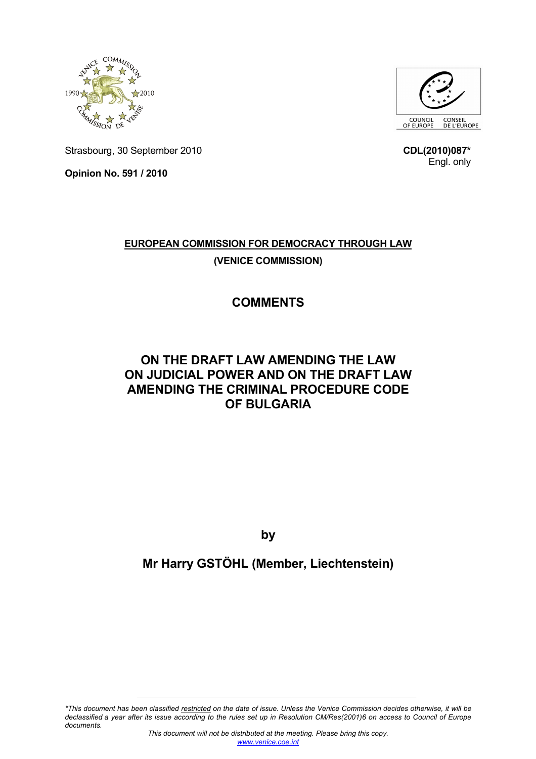Strasbourg, 30 September 2010

**CDL(2010)087***
Engl. only

**Opinion No. 591 / 2010**

**EUROPEAN COMMISSION FOR DEMOCRACY THROUGH LAW**

**(VENICE COMMISSION)**

# COMMENTS

# ON THE DRAFT LAW AMENDING THE LAW ON JUDICIAL POWER AND ON THE DRAFT LAW AMENDING THE CRIMINAL PROCEDURE CODE OF BULGARIA

**by**

## Mr Harry GSTÖHL (Member, Liechtenstein)

*\*This document has been classified restricted on the date of issue. Unless the Venice Commission decides otherwise, it will be declassified a year after its issue according to the rules set up in Resolution CM/Res(2001)6 on access to Council of Europe documents.*

*This document will not be distributed at the meeting. Please bring this copy.*
www.venice.coe.int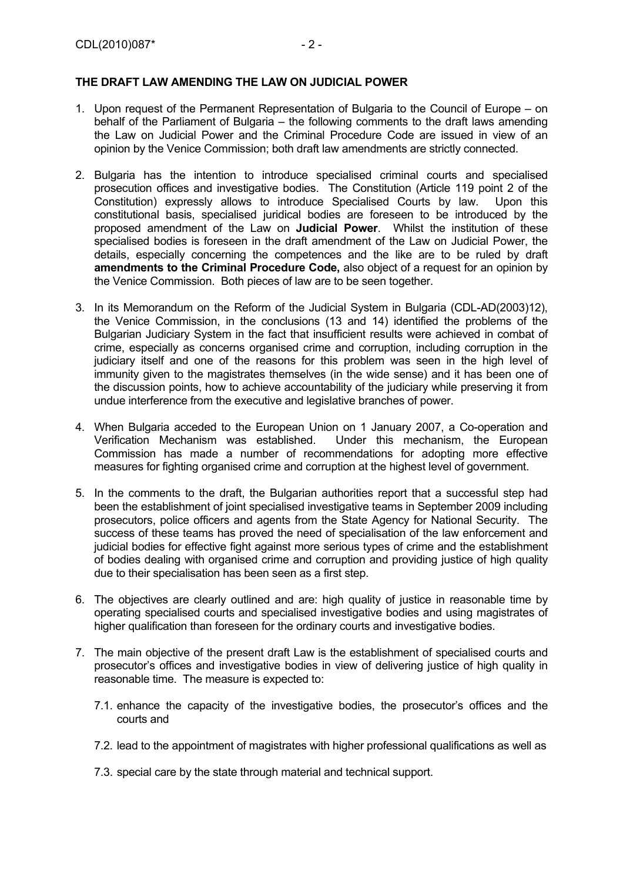**THE DRAFT LAW AMENDING THE LAW ON JUDICIAL POWER**

1. Upon request of the Permanent Representation of Bulgaria to the Council of Europe – on behalf of the Parliament of Bulgaria – the following comments to the draft laws amending the Law on Judicial Power and the Criminal Procedure Code are issued in view of an opinion by the Venice Commission; both draft law amendments are strictly connected.

2. Bulgaria has the intention to introduce specialised criminal courts and specialised prosecution offices and investigative bodies. The Constitution (Article 119 point 2 of the Constitution) expressly allows to introduce Specialised Courts by law. Upon this constitutional basis, specialised juridical bodies are foreseen to be introduced by the proposed amendment of the Law on **Judicial Power**. Whilst the institution of these specialised bodies is foreseen in the draft amendment of the Law on Judicial Power, the details, especially concerning the competences and the like are to be ruled by draft **amendments to the Criminal Procedure Code,** also object of a request for an opinion by the Venice Commission. Both pieces of law are to be seen together.

3. In its Memorandum on the Reform of the Judicial System in Bulgaria (CDL-AD(2003)12), the Venice Commission, in the conclusions (13 and 14) identified the problems of the Bulgarian Judiciary System in the fact that insufficient results were achieved in combat of crime, especially as concerns organised crime and corruption, including corruption in the judiciary itself and one of the reasons for this problem was seen in the high level of immunity given to the magistrates themselves (in the wide sense) and it has been one of the discussion points, how to achieve accountability of the judiciary while preserving it from undue interference from the executive and legislative branches of power.

4. When Bulgaria acceded to the European Union on 1 January 2007, a Co-operation and Verification Mechanism was established. Under this mechanism, the European Commission has made a number of recommendations for adopting more effective measures for fighting organised crime and corruption at the highest level of government.

5. In the comments to the draft, the Bulgarian authorities report that a successful step had been the establishment of joint specialised investigative teams in September 2009 including prosecutors, police officers and agents from the State Agency for National Security. The success of these teams has proved the need of specialisation of the law enforcement and judicial bodies for effective fight against more serious types of crime and the establishment of bodies dealing with organised crime and corruption and providing justice of high quality due to their specialisation has been seen as a first step.

6. The objectives are clearly outlined and are: high quality of justice in reasonable time by operating specialised courts and specialised investigative bodies and using magistrates of higher qualification than foreseen for the ordinary courts and investigative bodies.

7. The main objective of the present draft Law is the establishment of specialised courts and prosecutor's offices and investigative bodies in view of delivering justice of high quality in reasonable time. The measure is expected to:

   7.1. enhance the capacity of the investigative bodies, the prosecutor's offices and the courts and

   7.2. lead to the appointment of magistrates with higher professional qualifications as well as

   7.3. special care by the state through material and technical support.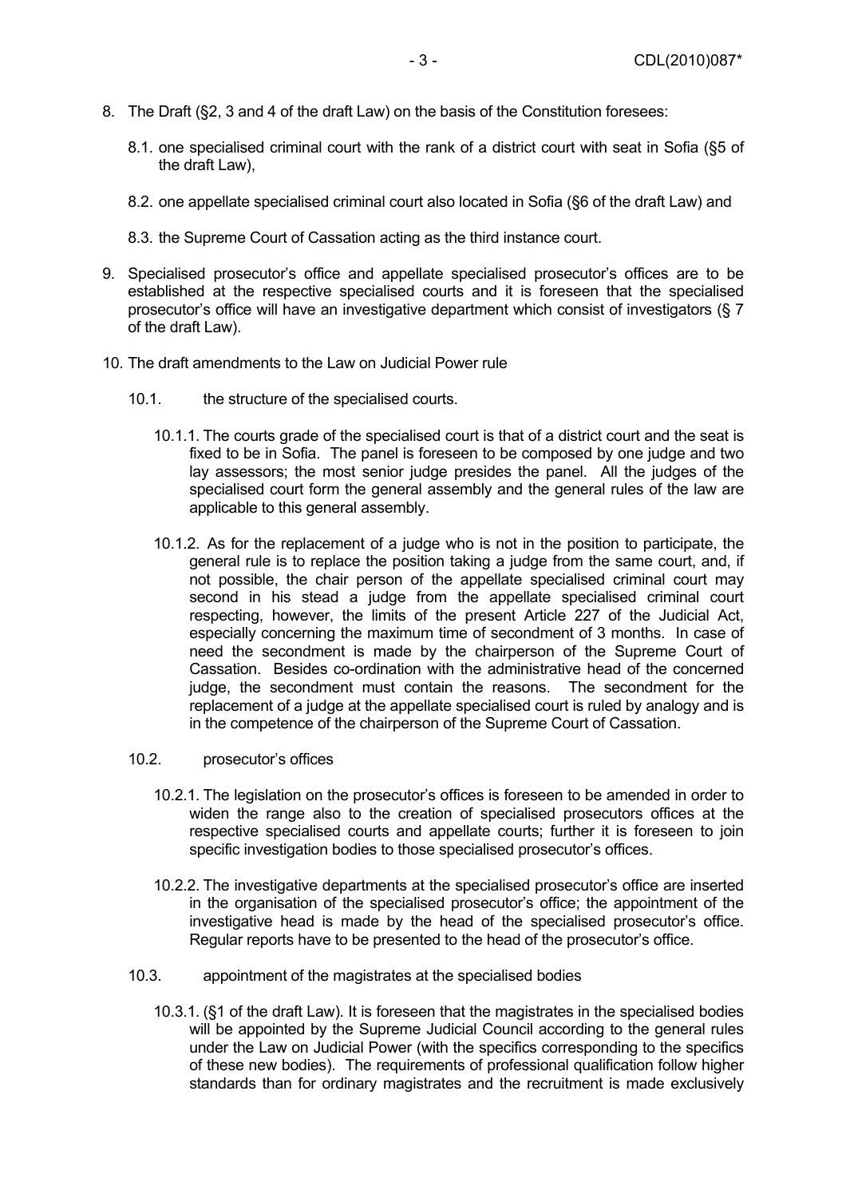8. The Draft (§2, 3 and 4 of the draft Law) on the basis of the Constitution foresees:

    8.1. one specialised criminal court with the rank of a district court with seat in Sofia (§5 of the draft Law),

    8.2. one appellate specialised criminal court also located in Sofia (§6 of the draft Law) and

    8.3. the Supreme Court of Cassation acting as the third instance court.

9. Specialised prosecutor's office and appellate specialised prosecutor's offices are to be established at the respective specialised courts and it is foreseen that the specialised prosecutor's office will have an investigative department which consist of investigators (§ 7 of the draft Law).

10. The draft amendments to the Law on Judicial Power rule

    10.1. the structure of the specialised courts.

        10.1.1. The courts grade of the specialised court is that of a district court and the seat is fixed to be in Sofia. The panel is foreseen to be composed by one judge and two lay assessors; the most senior judge presides the panel. All the judges of the specialised court form the general assembly and the general rules of the law are applicable to this general assembly.

        10.1.2. As for the replacement of a judge who is not in the position to participate, the general rule is to replace the position taking a judge from the same court, and, if not possible, the chair person of the appellate specialised criminal court may second in his stead a judge from the appellate specialised criminal court respecting, however, the limits of the present Article 227 of the Judicial Act, especially concerning the maximum time of secondment of 3 months. In case of need the secondment is made by the chairperson of the Supreme Court of Cassation. Besides co-ordination with the administrative head of the concerned judge, the secondment must contain the reasons. The secondment for the replacement of a judge at the appellate specialised court is ruled by analogy and is in the competence of the chairperson of the Supreme Court of Cassation.

    10.2. prosecutor's offices

        10.2.1. The legislation on the prosecutor's offices is foreseen to be amended in order to widen the range also to the creation of specialised prosecutors offices at the respective specialised courts and appellate courts; further it is foreseen to join specific investigation bodies to those specialised prosecutor's offices.

        10.2.2. The investigative departments at the specialised prosecutor's office are inserted in the organisation of the specialised prosecutor's office; the appointment of the investigative head is made by the head of the specialised prosecutor's office. Regular reports have to be presented to the head of the prosecutor's office.

    10.3. appointment of the magistrates at the specialised bodies

        10.3.1. (§1 of the draft Law). It is foreseen that the magistrates in the specialised bodies will be appointed by the Supreme Judicial Council according to the general rules under the Law on Judicial Power (with the specifics corresponding to the specifics of these new bodies). The requirements of professional qualification follow higher standards than for ordinary magistrates and the recruitment is made exclusively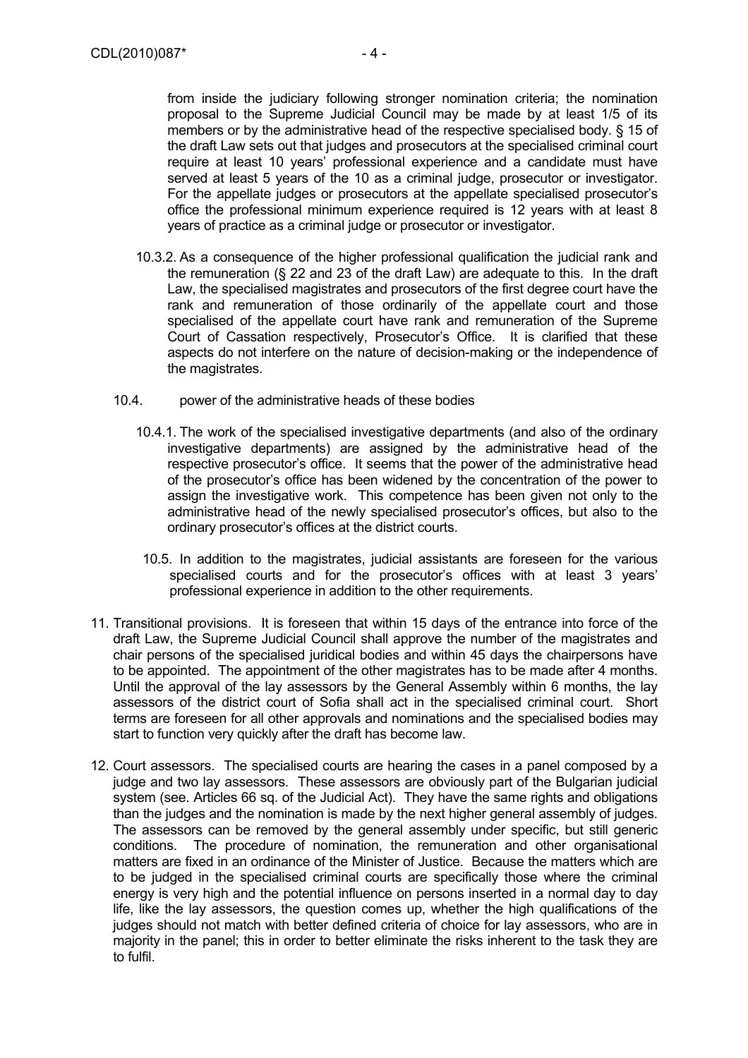from inside the judiciary following stronger nomination criteria; the nomination proposal to the Supreme Judicial Council may be made by at least 1/5 of its members or by the administrative head of the respective specialised body. § 15 of the draft Law sets out that judges and prosecutors at the specialised criminal court require at least 10 years' professional experience and a candidate must have served at least 5 years of the 10 as a criminal judge, prosecutor or investigator. For the appellate judges or prosecutors at the appellate specialised prosecutor's office the professional minimum experience required is 12 years with at least 8 years of practice as a criminal judge or prosecutor or investigator.

10.3.2. As a consequence of the higher professional qualification the judicial rank and the remuneration (§ 22 and 23 of the draft Law) are adequate to this. In the draft Law, the specialised magistrates and prosecutors of the first degree court have the rank and remuneration of those ordinarily of the appellate court and those specialised of the appellate court have rank and remuneration of the Supreme Court of Cassation respectively, Prosecutor's Office. It is clarified that these aspects do not interfere on the nature of decision-making or the independence of the magistrates.

10.4. power of the administrative heads of these bodies

10.4.1. The work of the specialised investigative departments (and also of the ordinary investigative departments) are assigned by the administrative head of the respective prosecutor's office. It seems that the power of the administrative head of the prosecutor's office has been widened by the concentration of the power to assign the investigative work. This competence has been given not only to the administrative head of the newly specialised prosecutor's offices, but also to the ordinary prosecutor's offices at the district courts.

10.5. In addition to the magistrates, judicial assistants are foreseen for the various specialised courts and for the prosecutor's offices with at least 3 years' professional experience in addition to the other requirements.

11. Transitional provisions. It is foreseen that within 15 days of the entrance into force of the draft Law, the Supreme Judicial Council shall approve the number of the magistrates and chair persons of the specialised juridical bodies and within 45 days the chairpersons have to be appointed. The appointment of the other magistrates has to be made after 4 months. Until the approval of the lay assessors by the General Assembly within 6 months, the lay assessors of the district court of Sofia shall act in the specialised criminal court. Short terms are foreseen for all other approvals and nominations and the specialised bodies may start to function very quickly after the draft has become law.

12. Court assessors. The specialised courts are hearing the cases in a panel composed by a judge and two lay assessors. These assessors are obviously part of the Bulgarian judicial system (see. Articles 66 sq. of the Judicial Act). They have the same rights and obligations than the judges and the nomination is made by the next higher general assembly of judges. The assessors can be removed by the general assembly under specific, but still generic conditions. The procedure of nomination, the remuneration and other organisational matters are fixed in an ordinance of the Minister of Justice. Because the matters which are to be judged in the specialised criminal courts are specifically those where the criminal energy is very high and the potential influence on persons inserted in a normal day to day life, like the lay assessors, the question comes up, whether the high qualifications of the judges should not match with better defined criteria of choice for lay assessors, who are in majority in the panel; this in order to better eliminate the risks inherent to the task they are to fulfil.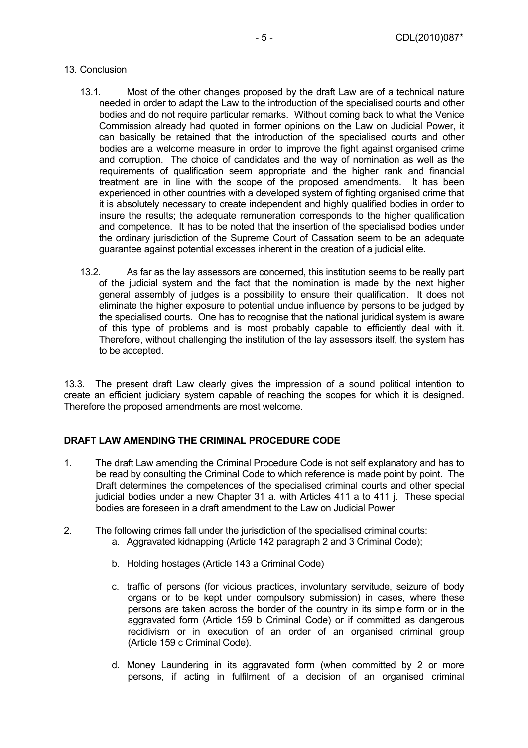13. Conclusion

13.1. Most of the other changes proposed by the draft Law are of a technical nature needed in order to adapt the Law to the introduction of the specialised courts and other bodies and do not require particular remarks. Without coming back to what the Venice Commission already had quoted in former opinions on the Law on Judicial Power, it can basically be retained that the introduction of the specialised courts and other bodies are a welcome measure in order to improve the fight against organised crime and corruption. The choice of candidates and the way of nomination as well as the requirements of qualification seem appropriate and the higher rank and financial treatment are in line with the scope of the proposed amendments. It has been experienced in other countries with a developed system of fighting organised crime that it is absolutely necessary to create independent and highly qualified bodies in order to insure the results; the adequate remuneration corresponds to the higher qualification and competence. It has to be noted that the insertion of the specialised bodies under the ordinary jurisdiction of the Supreme Court of Cassation seem to be an adequate guarantee against potential excesses inherent in the creation of a judicial elite.

13.2. As far as the lay assessors are concerned, this institution seems to be really part of the judicial system and the fact that the nomination is made by the next higher general assembly of judges is a possibility to ensure their qualification. It does not eliminate the higher exposure to potential undue influence by persons to be judged by the specialised courts. One has to recognise that the national juridical system is aware of this type of problems and is most probably capable to efficiently deal with it. Therefore, without challenging the institution of the lay assessors itself, the system has to be accepted.

13.3. The present draft Law clearly gives the impression of a sound political intention to create an efficient judiciary system capable of reaching the scopes for which it is designed. Therefore the proposed amendments are most welcome.

**DRAFT LAW AMENDING THE CRIMINAL PROCEDURE CODE**

1. The draft Law amending the Criminal Procedure Code is not self explanatory and has to be read by consulting the Criminal Code to which reference is made point by point. The Draft determines the competences of the specialised criminal courts and other special judicial bodies under a new Chapter 31 a. with Articles 411 a to 411 j. These special bodies are foreseen in a draft amendment to the Law on Judicial Power.

2. The following crimes fall under the jurisdiction of the specialised criminal courts:
   a. Aggravated kidnapping (Article 142 paragraph 2 and 3 Criminal Code);
   b. Holding hostages (Article 143 a Criminal Code)
   c. traffic of persons (for vicious practices, involuntary servitude, seizure of body organs or to be kept under compulsory submission) in cases, where these persons are taken across the border of the country in its simple form or in the aggravated form (Article 159 b Criminal Code) or if committed as dangerous recidivism or in execution of an order of an organised criminal group (Article 159 c Criminal Code).
   d. Money Laundering in its aggravated form (when committed by 2 or more persons, if acting in fulfilment of a decision of an organised criminal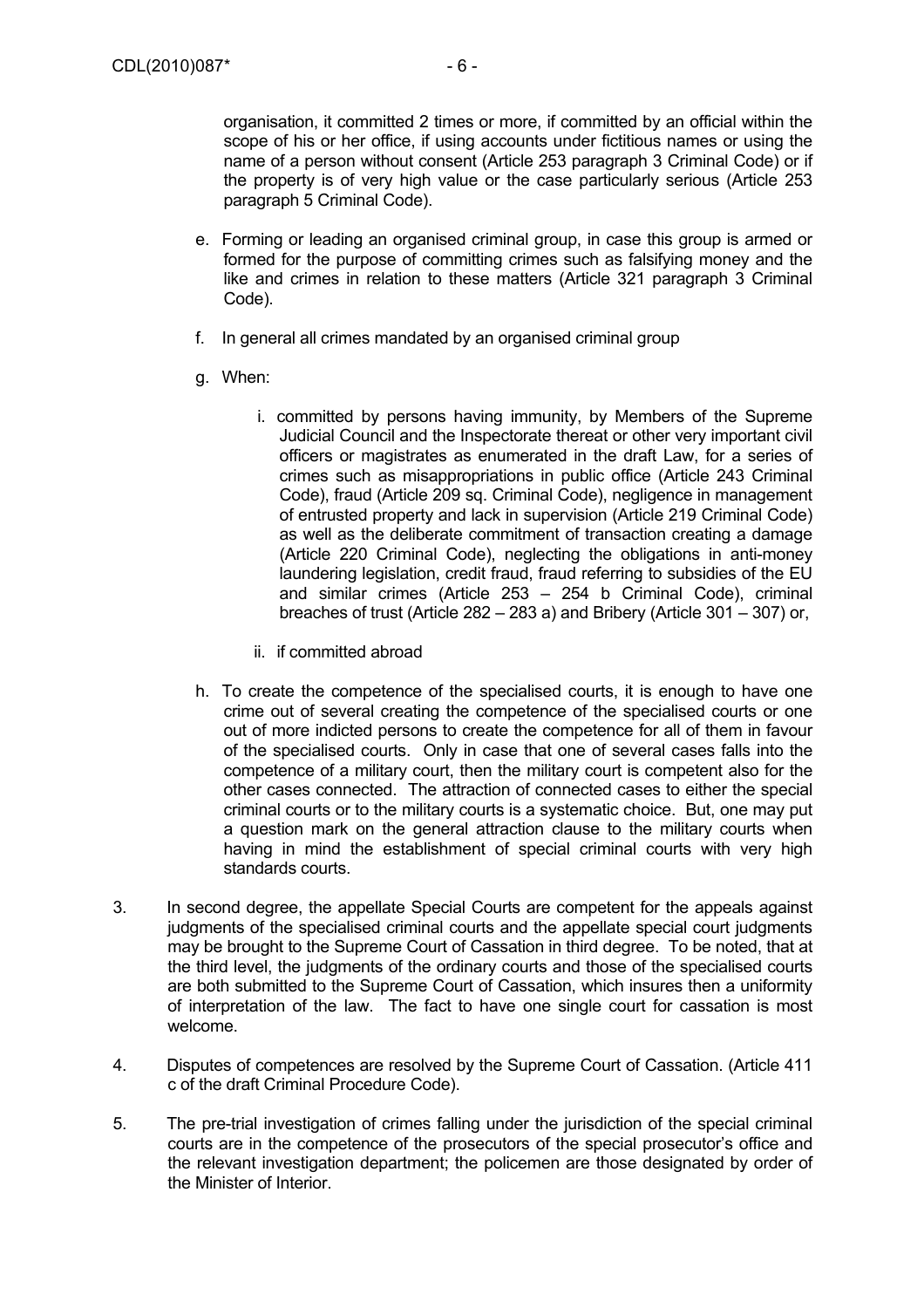organisation, it committed 2 times or more, if committed by an official within the scope of his or her office, if using accounts under fictitious names or using the name of a person without consent (Article 253 paragraph 3 Criminal Code) or if the property is of very high value or the case particularly serious (Article 253 paragraph 5 Criminal Code).

e. Forming or leading an organised criminal group, in case this group is armed or formed for the purpose of committing crimes such as falsifying money and the like and crimes in relation to these matters (Article 321 paragraph 3 Criminal Code).

f. In general all crimes mandated by an organised criminal group

g. When:

   i. committed by persons having immunity, by Members of the Supreme Judicial Council and the Inspectorate thereat or other very important civil officers or magistrates as enumerated in the draft Law, for a series of crimes such as misappropriations in public office (Article 243 Criminal Code), fraud (Article 209 sq. Criminal Code), negligence in management of entrusted property and lack in supervision (Article 219 Criminal Code) as well as the deliberate commitment of transaction creating a damage (Article 220 Criminal Code), neglecting the obligations in anti-money laundering legislation, credit fraud, fraud referring to subsidies of the EU and similar crimes (Article 253 – 254 b Criminal Code), criminal breaches of trust (Article 282 – 283 a) and Bribery (Article 301 – 307) or,

   ii. if committed abroad

h. To create the competence of the specialised courts, it is enough to have one crime out of several creating the competence of the specialised courts or one out of more indicted persons to create the competence for all of them in favour of the specialised courts. Only in case that one of several cases falls into the competence of a military court, then the military court is competent also for the other cases connected. The attraction of connected cases to either the special criminal courts or to the military courts is a systematic choice. But, one may put a question mark on the general attraction clause to the military courts when having in mind the establishment of special criminal courts with very high standards courts.

3. In second degree, the appellate Special Courts are competent for the appeals against judgments of the specialised criminal courts and the appellate special court judgments may be brought to the Supreme Court of Cassation in third degree. To be noted, that at the third level, the judgments of the ordinary courts and those of the specialised courts are both submitted to the Supreme Court of Cassation, which insures then a uniformity of interpretation of the law. The fact to have one single court for cassation is most welcome.

4. Disputes of competences are resolved by the Supreme Court of Cassation. (Article 411 c of the draft Criminal Procedure Code).

5. The pre-trial investigation of crimes falling under the jurisdiction of the special criminal courts are in the competence of the prosecutors of the special prosecutor's office and the relevant investigation department; the policemen are those designated by order of the Minister of Interior.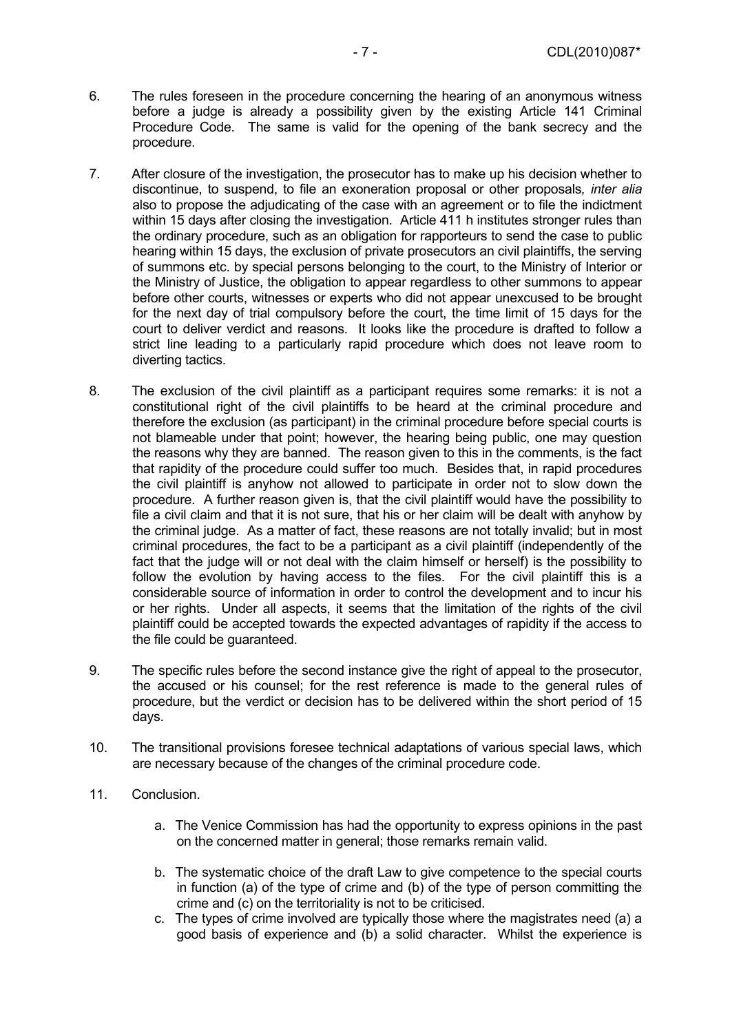6. The rules foreseen in the procedure concerning the hearing of an anonymous witness before a judge is already a possibility given by the existing Article 141 Criminal Procedure Code. The same is valid for the opening of the bank secrecy and the procedure.

7. After closure of the investigation, the prosecutor has to make up his decision whether to discontinue, to suspend, to file an exoneration proposal or other proposals, *inter alia* also to propose the adjudicating of the case with an agreement or to file the indictment within 15 days after closing the investigation. Article 411 h institutes stronger rules than the ordinary procedure, such as an obligation for rapporteurs to send the case to public hearing within 15 days, the exclusion of private prosecutors an civil plaintiffs, the serving of summons etc. by special persons belonging to the court, to the Ministry of Interior or the Ministry of Justice, the obligation to appear regardless to other summons to appear before other courts, witnesses or experts who did not appear unexcused to be brought for the next day of trial compulsory before the court, the time limit of 15 days for the court to deliver verdict and reasons. It looks like the procedure is drafted to follow a strict line leading to a particularly rapid procedure which does not leave room to diverting tactics.

8. The exclusion of the civil plaintiff as a participant requires some remarks: it is not a constitutional right of the civil plaintiffs to be heard at the criminal procedure and therefore the exclusion (as participant) in the criminal procedure before special courts is not blameable under that point; however, the hearing being public, one may question the reasons why they are banned. The reason given to this in the comments, is the fact that rapidity of the procedure could suffer too much. Besides that, in rapid procedures the civil plaintiff is anyhow not allowed to participate in order not to slow down the procedure. A further reason given is, that the civil plaintiff would have the possibility to file a civil claim and that it is not sure, that his or her claim will be dealt with anyhow by the criminal judge. As a matter of fact, these reasons are not totally invalid; but in most criminal procedures, the fact to be a participant as a civil plaintiff (independently of the fact that the judge will or not deal with the claim himself or herself) is the possibility to follow the evolution by having access to the files. For the civil plaintiff this is a considerable source of information in order to control the development and to incur his or her rights. Under all aspects, it seems that the limitation of the rights of the civil plaintiff could be accepted towards the expected advantages of rapidity if the access to the file could be guaranteed.

9. The specific rules before the second instance give the right of appeal to the prosecutor, the accused or his counsel; for the rest reference is made to the general rules of procedure, but the verdict or decision has to be delivered within the short period of 15 days.

10. The transitional provisions foresee technical adaptations of various special laws, which are necessary because of the changes of the criminal procedure code.

11. Conclusion.

    a. The Venice Commission has had the opportunity to express opinions in the past on the concerned matter in general; those remarks remain valid.

    b. The systematic choice of the draft Law to give competence to the special courts in function (a) of the type of crime and (b) of the type of person committing the crime and (c) on the territoriality is not to be criticised.

    c. The types of crime involved are typically those where the magistrates need (a) a good basis of experience and (b) a solid character. Whilst the experience is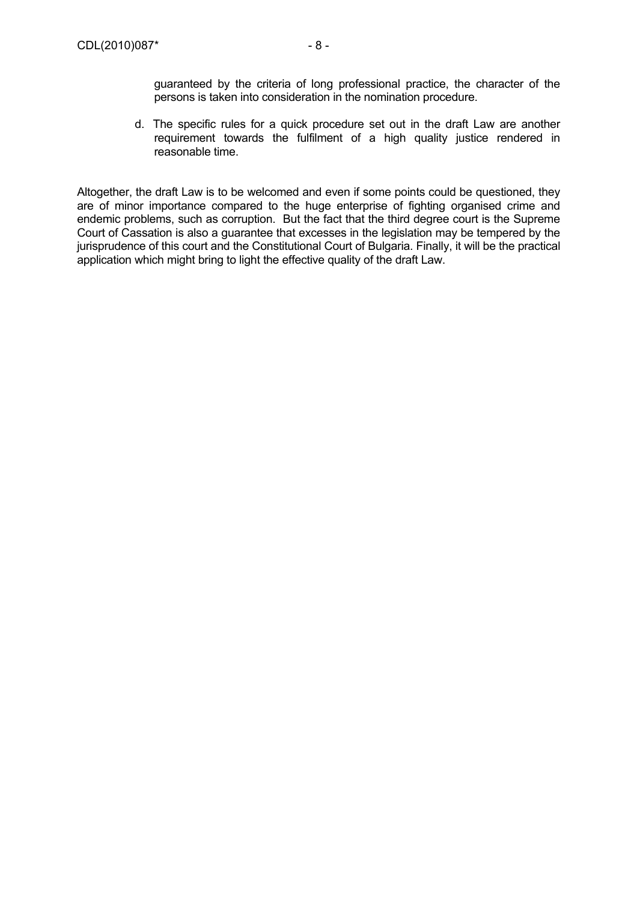guaranteed by the criteria of long professional practice, the character of the persons is taken into consideration in the nomination procedure.

d. The specific rules for a quick procedure set out in the draft Law are another requirement towards the fulfilment of a high quality justice rendered in reasonable time.

Altogether, the draft Law is to be welcomed and even if some points could be questioned, they are of minor importance compared to the huge enterprise of fighting organised crime and endemic problems, such as corruption. But the fact that the third degree court is the Supreme Court of Cassation is also a guarantee that excesses in the legislation may be tempered by the jurisprudence of this court and the Constitutional Court of Bulgaria. Finally, it will be the practical application which might bring to light the effective quality of the draft Law.